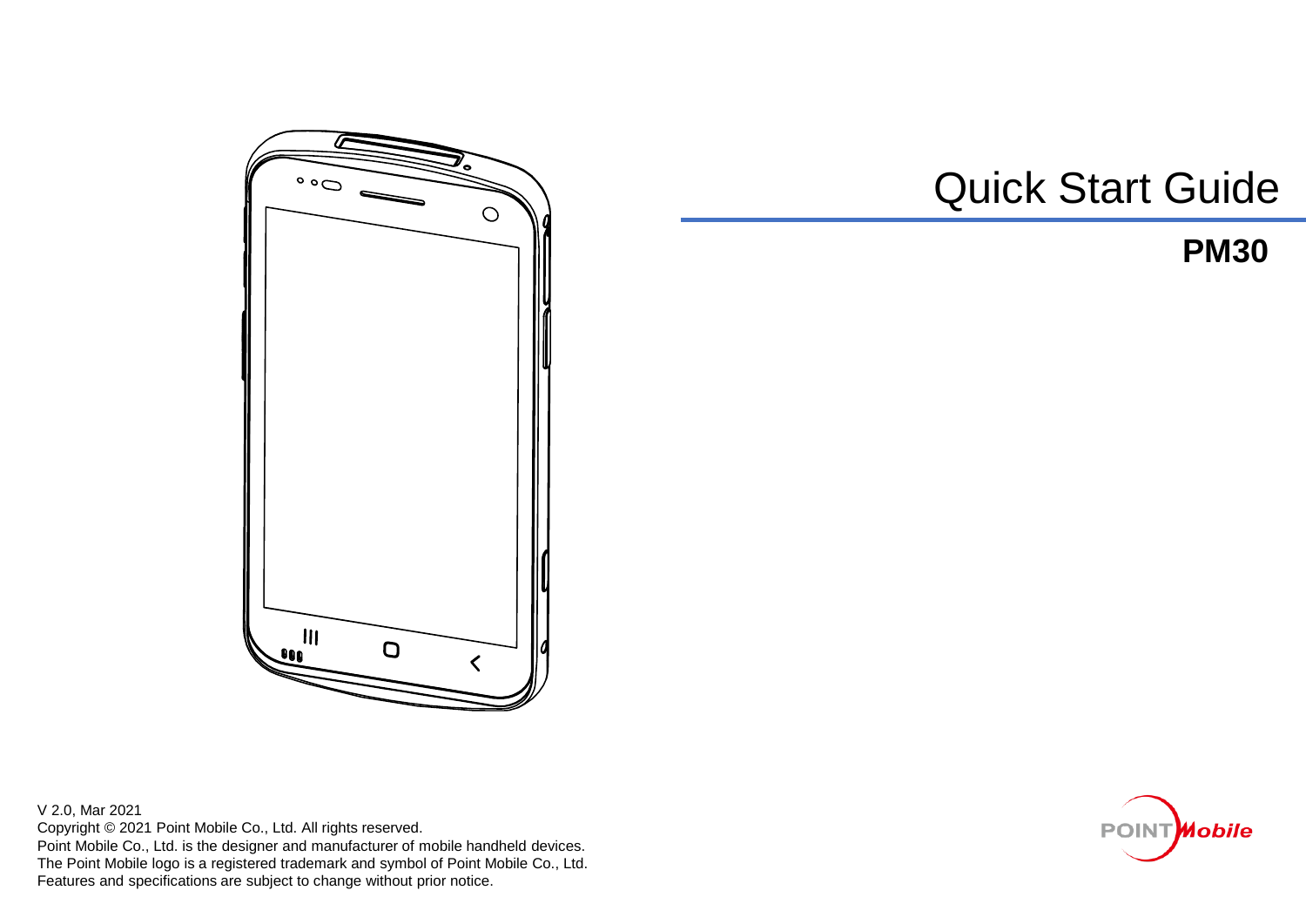# Quick Start Guide

## PM30

V 2.0, Mar 2021
Copyright © 2021 Point Mobile Co., Ltd. All rights reserved.
Point Mobile Co., Ltd. is the designer and manufacturer of mobile handheld devices.
The Point Mobile logo is a registered trademark and symbol of Point Mobile Co., Ltd.
Features and specifications are subject to change without prior notice.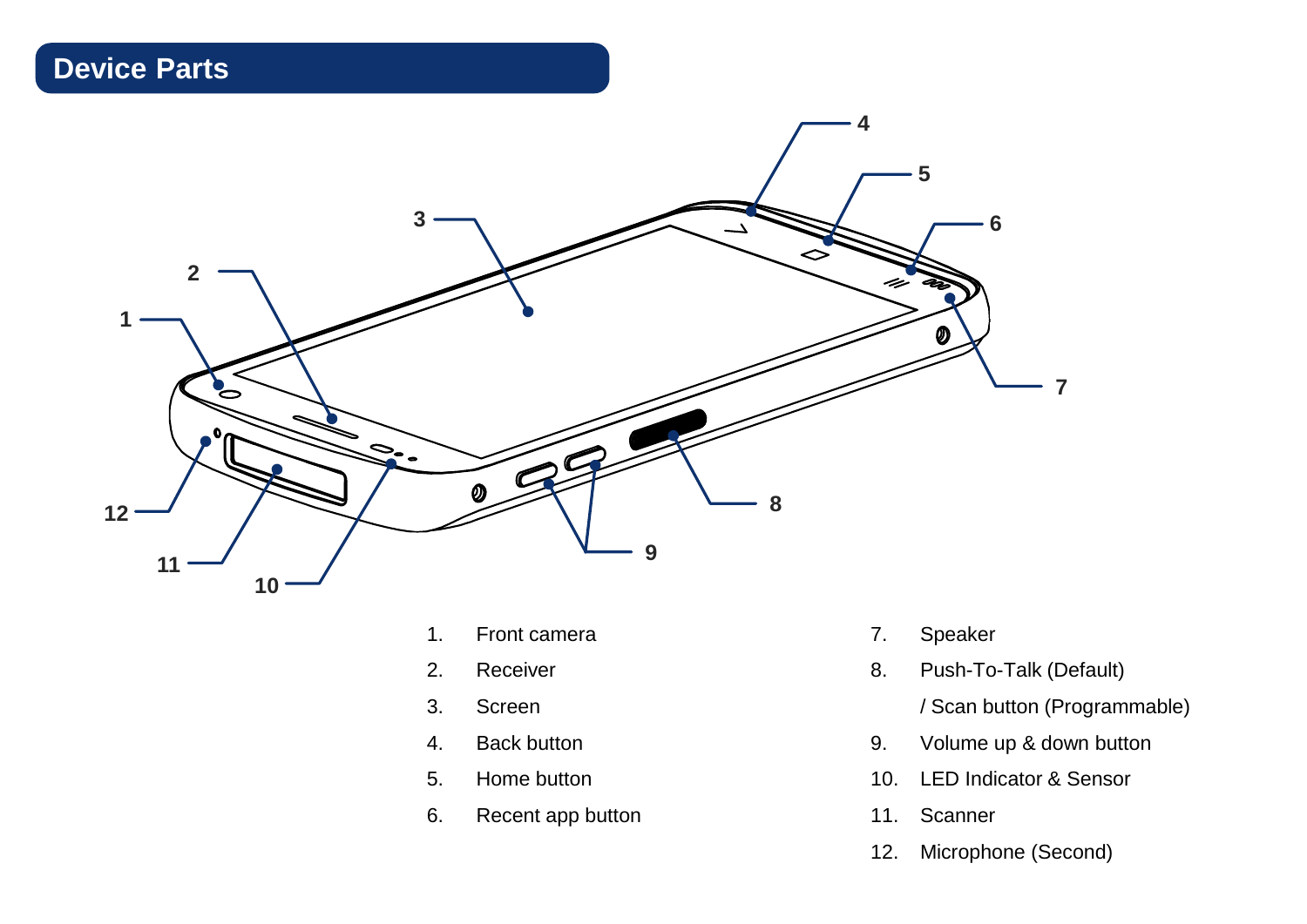## Device Parts

1. Front camera
2. Receiver
3. Screen
4. Back button
5. Home button
6. Recent app button
7. Speaker
8. Push-To-Talk (Default) / Scan button (Programmable)
9. Volume up & down button
10. LED Indicator & Sensor
11. Scanner
12. Microphone (Second)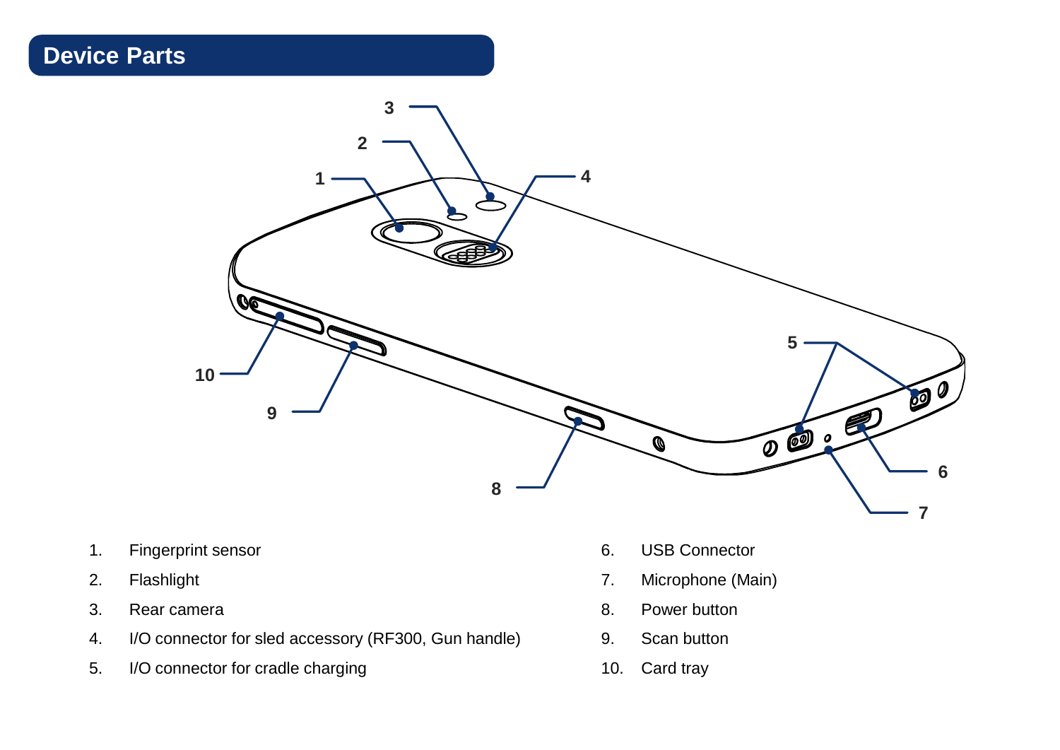## Device Parts

1. Fingerprint sensor
2. Flashlight
3. Rear camera
4. I/O connector for sled accessory (RF300, Gun handle)
5. I/O connector for cradle charging
6. USB Connector
7. Microphone (Main)
8. Power button
9. Scan button
10. Card tray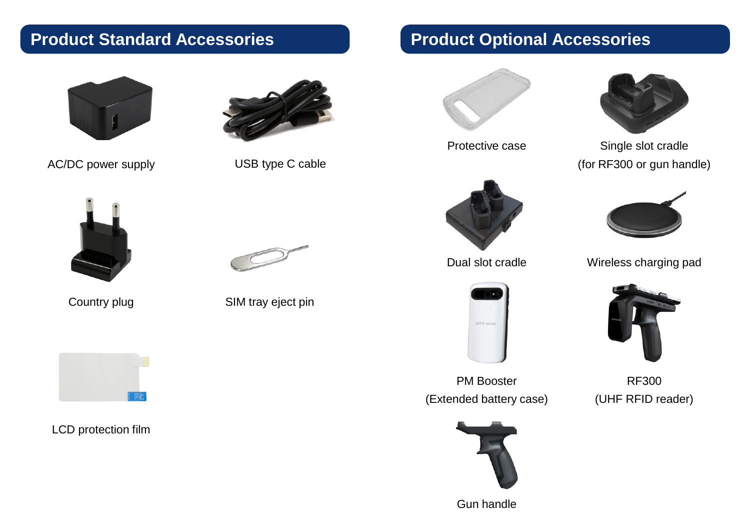## Product Standard Accessories

AC/DC power supply

USB type C cable

Country plug

SIM tray eject pin

LCD protection film

## Product Optional Accessories

Protective case

Single slot cradle
(for RF300 or gun handle)

Dual slot cradle

Wireless charging pad

PM Booster
(Extended battery case)

RF300
(UHF RFID reader)

Gun handle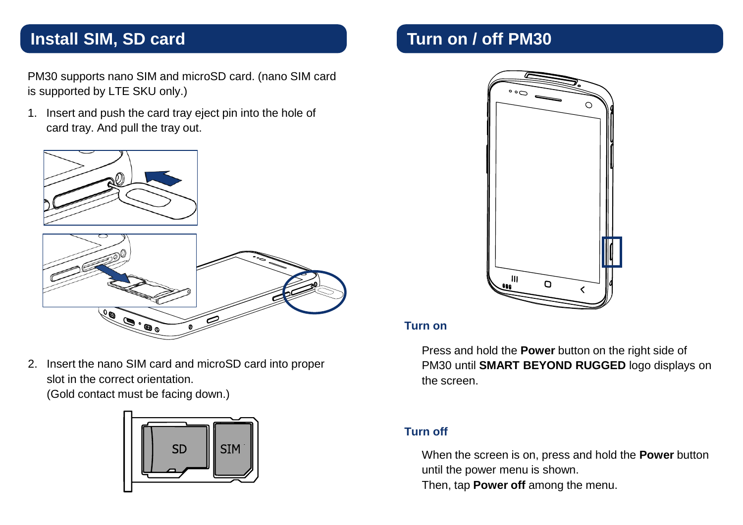## Install SIM, SD card

PM30 supports nano SIM and microSD card. (nano SIM card is supported by LTE SKU only.)

1. Insert and push the card tray eject pin into the hole of card tray. And pull the tray out.

2. Insert the nano SIM card and microSD card into proper slot in the correct orientation.
   (Gold contact must be facing down.)

## Turn on / off PM30

### Turn on

Press and hold the **Power** button on the right side of PM30 until **SMART BEYOND RUGGED** logo displays on the screen.

### Turn off

When the screen is on, press and hold the **Power** button until the power menu is shown.
Then, tap **Power off** among the menu.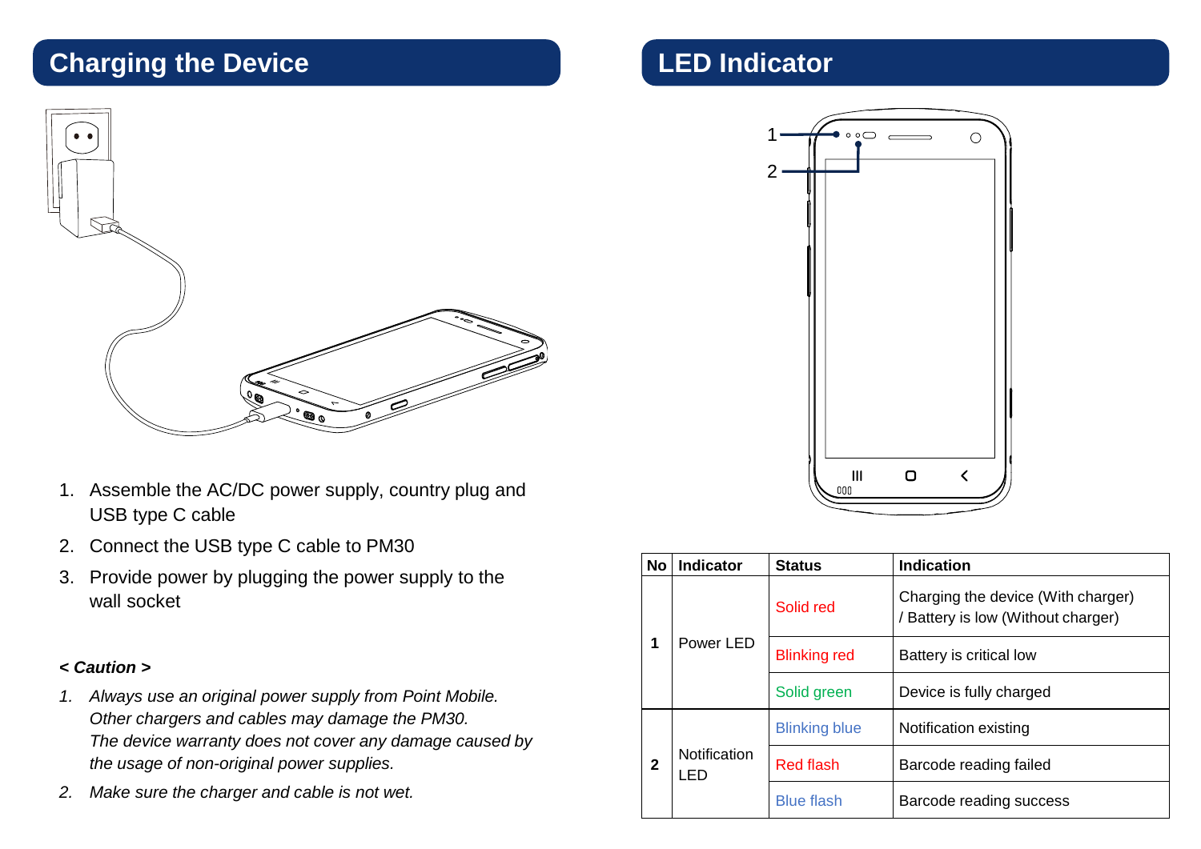## Charging the Device

1. Assemble the AC/DC power supply, country plug and USB type C cable
2. Connect the USB type C cable to PM30
3. Provide power by plugging the power supply to the wall socket

***< Caution >***

1. *Always use an original power supply from Point Mobile. Other chargers and cables may damage the PM30. The device warranty does not cover any damage caused by the usage of non-original power supplies.*
2. *Make sure the charger and cable is not wet.*

## LED Indicator

| No | Indicator | Status | Indication |
|---|---|---|---|
| 1 | Power LED | Solid red | Charging the device (With charger) / Battery is low (Without charger) |
| | | Blinking red | Battery is critical low |
| | | Solid green | Device is fully charged |
| 2 | Notification LED | Blinking blue | Notification existing |
| | | Red flash | Barcode reading failed |
| | | Blue flash | Barcode reading success |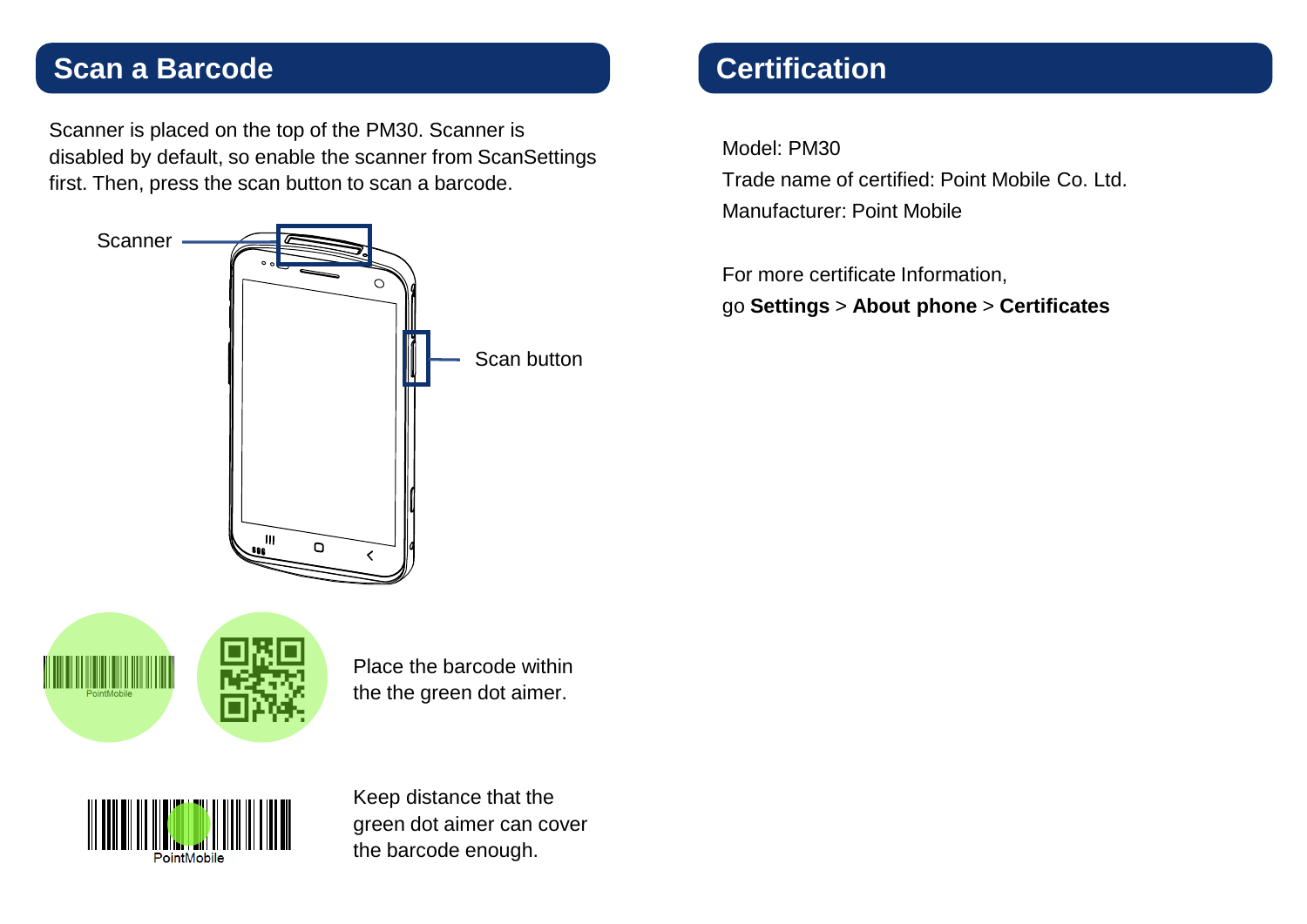## Scan a Barcode

Scanner is placed on the top of the PM30. Scanner is disabled by default, so enable the scanner from ScanSettings first. Then, press the scan button to scan a barcode.

Scanner

Scan button

Place the barcode within the the green dot aimer.

Keep distance that the green dot aimer can cover the barcode enough.

## Certification

Model: PM30
Trade name of certified: Point Mobile Co. Ltd.
Manufacturer: Point Mobile

For more certificate Information,
go **Settings** > **About phone** > **Certificates**